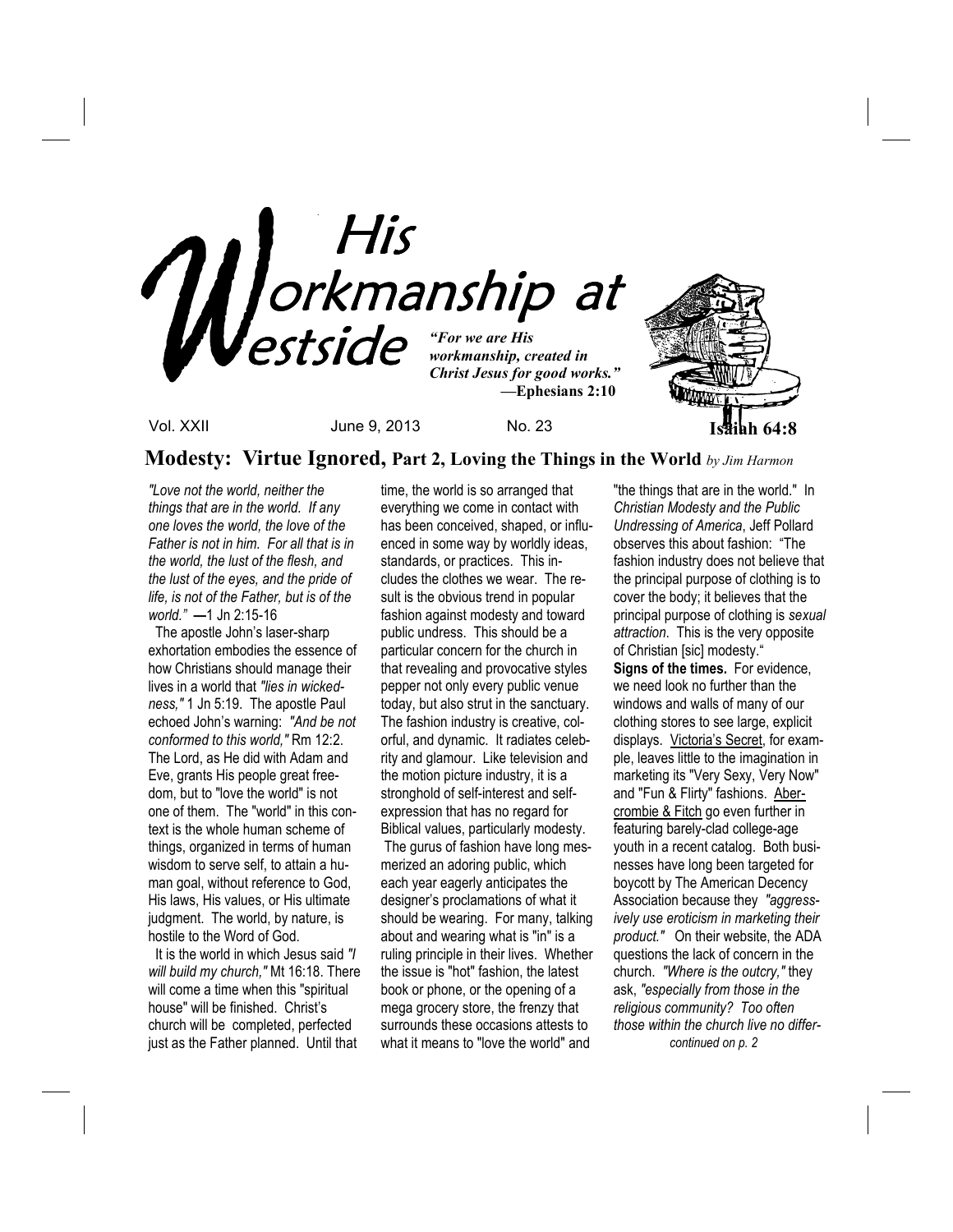# His Workmanship at Westside

*"For we are His workmanship, created in Christ Jesus for good works."*
**—Ephesians 2:10**

**Isaiah 64:8**

Vol. XXII June 9, 2013 No. 23

## Modesty: Virtue Ignored, Part 2, Loving the Things in the World *by Jim Harmon*

*"Love not the world, neither the things that are in the world. If any one loves the world, the love of the Father is not in him. For all that is in the world, the lust of the flesh, and the lust of the eyes, and the pride of life, is not of the Father, but is of the world."* —1 Jn 2:15-16

The apostle John's laser-sharp exhortation embodies the essence of how Christians should manage their lives in a world that *"lies in wickedness,"* 1 Jn 5:19. The apostle Paul echoed John's warning: *"And be not conformed to this world,"* Rm 12:2. The Lord, as He did with Adam and Eve, grants His people great freedom, but to "love the world" is not one of them. The "world" in this context is the whole human scheme of things, organized in terms of human wisdom to serve self, to attain a human goal, without reference to God, His laws, His values, or His ultimate judgment. The world, by nature, is hostile to the Word of God.

It is the world in which Jesus said *"I will build my church,"* Mt 16:18. There will come a time when this "spiritual house" will be finished. Christ's church will be completed, perfected just as the Father planned. Until that time, the world is so arranged that everything we come in contact with has been conceived, shaped, or influenced in some way by worldly ideas, standards, or practices. This includes the clothes we wear. The result is the obvious trend in popular fashion against modesty and toward public undress. This should be a particular concern for the church in that revealing and provocative styles pepper not only every public venue today, but also strut in the sanctuary. The fashion industry is creative, colorful, and dynamic. It radiates celebrity and glamour. Like television and the motion picture industry, it is a stronghold of self-interest and self-expression that has no regard for Biblical values, particularly modesty.

The gurus of fashion have long mesmerized an adoring public, which each year eagerly anticipates the designer's proclamations of what it should be wearing. For many, talking about and wearing what is "in" is a ruling principle in their lives. Whether the issue is "hot" fashion, the latest book or phone, or the opening of a mega grocery store, the frenzy that surrounds these occasions attests to what it means to "love the world" and "the things that are in the world." In *Christian Modesty and the Public Undressing of America*, Jeff Pollard observes this about fashion: "The fashion industry does not believe that the principal purpose of clothing is to cover the body; it believes that the principal purpose of clothing is *sexual attraction*. This is the very opposite of Christian [sic] modesty."

**Signs of the times.** For evidence, we need look no further than the windows and walls of many of our clothing stores to see large, explicit displays. Victoria's Secret, for example, leaves little to the imagination in marketing its "Very Sexy, Very Now" and "Fun & Flirty" fashions. Abercrombie & Fitch go even further in featuring barely-clad college-age youth in a recent catalog. Both businesses have long been targeted for boycott by The American Decency Association because they *"aggressively use eroticism in marketing their product."* On their website, the ADA questions the lack of concern in the church. *"Where is the outcry,"* they ask, *"especially from those in the religious community? Too often those within the church live no differ-*

*continued on p. 2*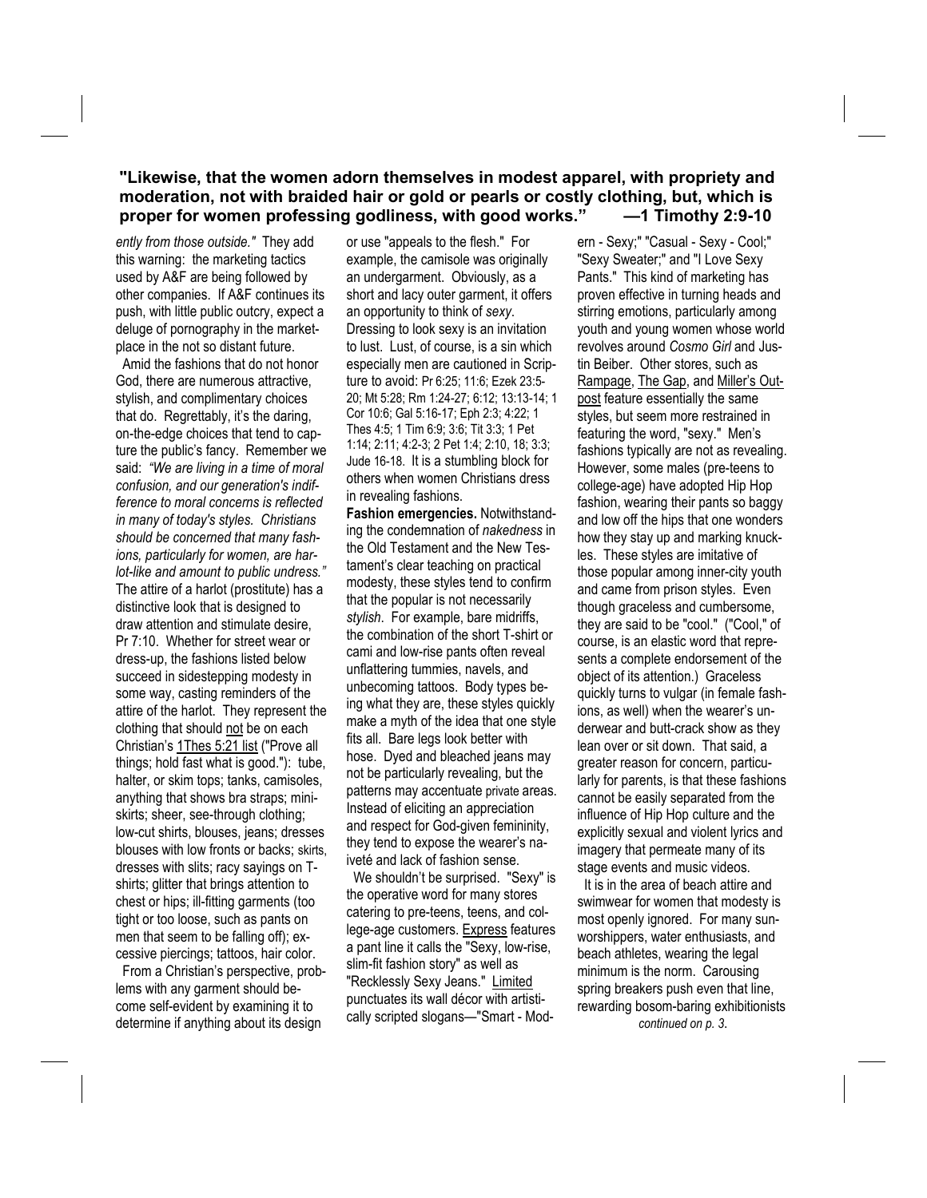**"Likewise, that the women adorn themselves in modest apparel, with propriety and moderation, not with braided hair or gold or pearls or costly clothing, but, which is proper for women professing godliness, with good works." —1 Timothy 2:9-10**

*ently from those outside."* They add this warning: the marketing tactics used by A&F are being followed by other companies. If A&F continues its push, with little public outcry, expect a deluge of pornography in the marketplace in the not so distant future.

Amid the fashions that do not honor God, there are numerous attractive, stylish, and complimentary choices that do. Regrettably, it's the daring, on-the-edge choices that tend to capture the public's fancy. Remember we said: *"We are living in a time of moral confusion, and our generation's indifference to moral concerns is reflected in many of today's styles. Christians should be concerned that many fashions, particularly for women, are harlot-like and amount to public undress."* The attire of a harlot (prostitute) has a distinctive look that is designed to draw attention and stimulate desire, Pr 7:10. Whether for street wear or dress-up, the fashions listed below succeed in sidestepping modesty in some way, casting reminders of the attire of the harlot. They represent the clothing that should not be on each Christian's 1Thes 5:21 list ("Prove all things; hold fast what is good."): tube, halter, or skim tops; tanks, camisoles, anything that shows bra straps; miniskirts; sheer, see-through clothing; low-cut shirts, blouses, jeans; dresses blouses with low fronts or backs; skirts, dresses with slits; racy sayings on T-shirts; glitter that brings attention to chest or hips; ill-fitting garments (too tight or too loose, such as pants on men that seem to be falling off); excessive piercings; tattoos, hair color.

From a Christian's perspective, problems with any garment should become self-evident by examining it to determine if anything about its design or use "appeals to the flesh." For example, the camisole was originally an undergarment. Obviously, as a short and lacy outer garment, it offers an opportunity to think of *sexy*. Dressing to look sexy is an invitation to lust. Lust, of course, is a sin which especially men are cautioned in Scripture to avoid: Pr 6:25; 11:6; Ezek 23:5-20; Mt 5:28; Rm 1:24-27; 6:12; 13:13-14; 1 Cor 10:6; Gal 5:16-17; Eph 2:3; 4:22; 1 Thes 4:5; 1 Tim 6:9; 3:6; Tit 3:3; 1 Pet 1:14; 2:11; 4:2-3; 2 Pet 1:4; 2:10, 18; 3:3; Jude 16-18. It is a stumbling block for others when women Christians dress in revealing fashions.

**Fashion emergencies.** Notwithstanding the condemnation of *nakedness* in the Old Testament and the New Testament's clear teaching on practical modesty, these styles tend to confirm that the popular is not necessarily *stylish*. For example, bare midriffs, the combination of the short T-shirt or cami and low-rise pants often reveal unflattering tummies, navels, and unbecoming tattoos. Body types being what they are, these styles quickly make a myth of the idea that one style fits all. Bare legs look better with hose. Dyed and bleached jeans may not be particularly revealing, but the patterns may accentuate private areas. Instead of eliciting an appreciation and respect for God-given femininity, they tend to expose the wearer's naiveté and lack of fashion sense.

We shouldn't be surprised. "Sexy" is the operative word for many stores catering to pre-teens, teens, and college-age customers. Express features a pant line it calls the "Sexy, low-rise, slim-fit fashion story" as well as "Recklessly Sexy Jeans." Limited punctuates its wall décor with artistically scripted slogans—"Smart - Modern - Sexy;" "Casual - Sexy - Cool;" "Sexy Sweater;" and "I Love Sexy Pants." This kind of marketing has proven effective in turning heads and stirring emotions, particularly among youth and young women whose world revolves around *Cosmo Girl* and Justin Beiber. Other stores, such as Rampage, The Gap, and Miller's Outpost feature essentially the same styles, but seem more restrained in featuring the word, "sexy." Men's fashions typically are not as revealing. However, some males (pre-teens to college-age) have adopted Hip Hop fashion, wearing their pants so baggy and low off the hips that one wonders how they stay up and marking knuckles. These styles are imitative of those popular among inner-city youth and came from prison styles. Even though graceless and cumbersome, they are said to be "cool." ("Cool," of course, is an elastic word that represents a complete endorsement of the object of its attention.) Graceless quickly turns to vulgar (in female fashions, as well) when the wearer's underwear and butt-crack show as they lean over or sit down. That said, a greater reason for concern, particularly for parents, is that these fashions cannot be easily separated from the influence of Hip Hop culture and the explicitly sexual and violent lyrics and imagery that permeate many of its stage events and music videos.

It is in the area of beach attire and swimwear for women that modesty is most openly ignored. For many sun-worshippers, water enthusiasts, and beach athletes, wearing the legal minimum is the norm. Carousing spring breakers push even that line, rewarding bosom-baring exhibitionists

*continued on p. 3.*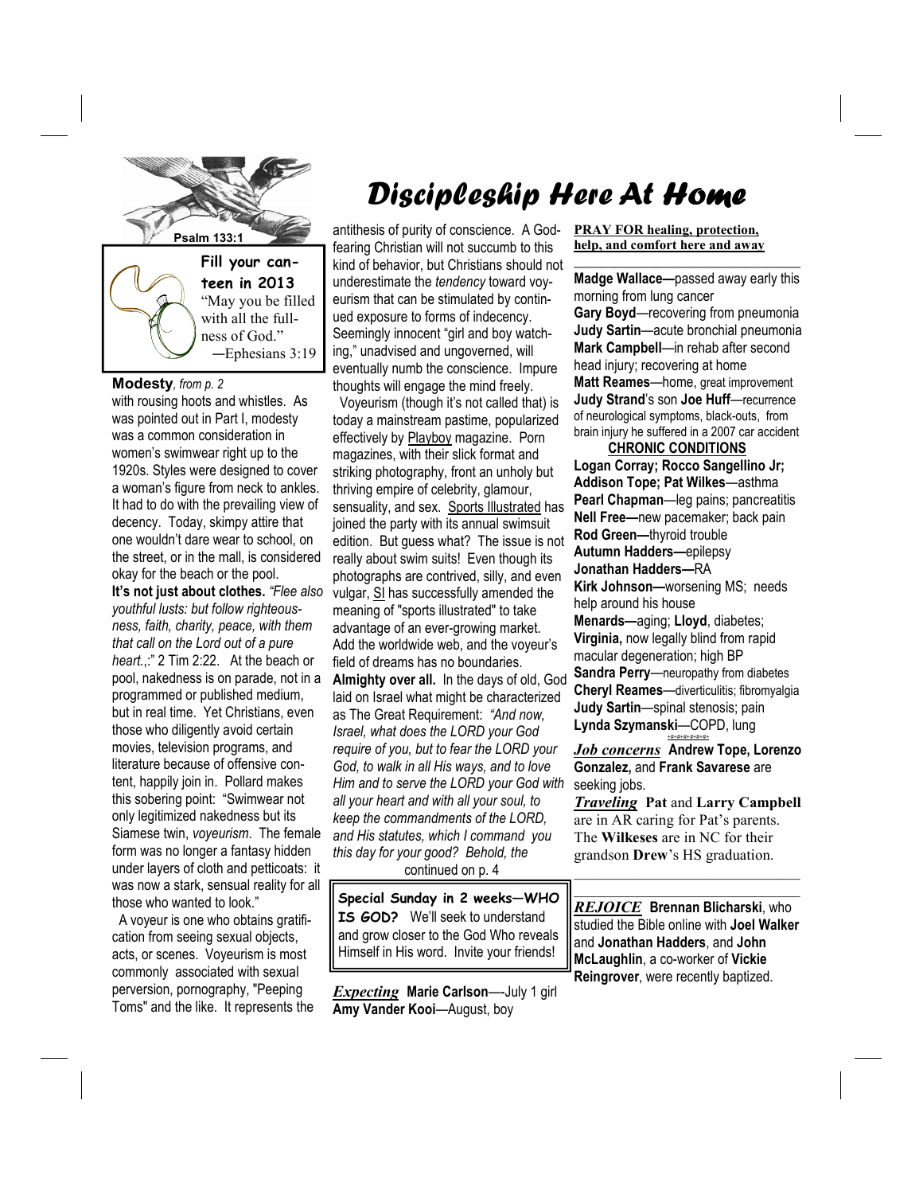# Discipleship Here At Home

Psalm 133:1

**Fill your canteen in 2013**
"May you be filled with all the fullness of God."
—Ephesians 3:19

**Modesty**, *from p. 2*

with rousing hoots and whistles. As was pointed out in Part I, modesty was a common consideration in women's swimwear right up to the 1920s. Styles were designed to cover a woman's figure from neck to ankles. It had to do with the prevailing view of decency. Today, skimpy attire that one wouldn't dare wear to school, on the street, or in the mall, is considered okay for the beach or the pool.

**It's not just about clothes.** *"Flee also youthful lusts: but follow righteousness, faith, charity, peace, with them that call on the Lord out of a pure heart.,:"* 2 Tim 2:22. At the beach or pool, nakedness is on parade, not in a programmed or published medium, but in real time. Yet Christians, even those who diligently avoid certain movies, television programs, and literature because of offensive content, happily join in. Pollard makes this sobering point: "Swimwear not only legitimized nakedness but its Siamese twin, *voyeurism*. The female form was no longer a fantasy hidden under layers of cloth and petticoats: it was now a stark, sensual reality for all those who wanted to look."

A voyeur is one who obtains gratification from seeing sexual objects, acts, or scenes. Voyeurism is most commonly associated with sexual perversion, pornography, "Peeping Toms" and the like. It represents the antithesis of purity of conscience. A God-fearing Christian will not succumb to this kind of behavior, but Christians should not underestimate the *tendency* toward voyeurism that can be stimulated by continued exposure to forms of indecency. Seemingly innocent "girl and boy watching," unadvised and ungoverned, will eventually numb the conscience. Impure thoughts will engage the mind freely.

Voyeurism (though it's not called that) is today a mainstream pastime, popularized effectively by Playboy magazine. Porn magazines, with their slick format and striking photography, front an unholy but thriving empire of celebrity, glamour, sensuality, and sex. Sports Illustrated has joined the party with its annual swimsuit edition. But guess what? The issue is not really about swim suits! Even though its photographs are contrived, silly, and even vulgar, SI has successfully amended the meaning of "sports illustrated" to take advantage of an ever-growing market. Add the worldwide web, and the voyeur's field of dreams has no boundaries.

**Almighty over all.** In the days of old, God laid on Israel what might be characterized as The Great Requirement: *"And now, Israel, what does the LORD your God require of you, but to fear the LORD your God, to walk in all His ways, and to love Him and to serve the LORD your God with all your heart and with all your soul, to keep the commandments of the LORD, and His statutes, which I command you this day for your good? Behold, the*

continued on p. 4

**Special Sunday in 2 weeks—WHO IS GOD?** We'll seek to understand and grow closer to the God Who reveals Himself in His word. Invite your friends!

***Expecting*** **Marie Carlson**—-July 1 girl
**Amy Vander Kooi**—August, boy

**PRAY FOR healing, protection, help, and comfort here and away**

**Madge Wallace—**passed away early this morning from lung cancer
**Gary Boyd**—recovering from pneumonia
**Judy Sartin**—acute bronchial pneumonia
**Mark Campbell**—in rehab after second head injury; recovering at home
**Matt Reames**—home, great improvement
**Judy Strand**'s son **Joe Huff**—recurrence of neurological symptoms, black-outs, from brain injury he suffered in a 2007 car accident

**CHRONIC CONDITIONS**

**Logan Corray; Rocco Sangellino Jr; Addison Tope; Pat Wilkes**—asthma
**Pearl Chapman**—leg pains; pancreatitis
**Nell Free—**new pacemaker; back pain
**Rod Green—**thyroid trouble
**Autumn Hadders—**epilepsy
**Jonathan Hadders—**RA
**Kirk Johnson—**worsening MS; needs help around his house
**Menards—**aging; **Lloyd**, diabetes; **Virginia,** now legally blind from rapid macular degeneration; high BP
**Sandra Perry**—neuropathy from diabetes
**Cheryl Reames**—diverticulitis; fibromyalgia
**Judy Sartin**—spinal stenosis; pain
**Lynda Szymanski**—COPD, lung

***Job concerns*** **Andrew Tope, Lorenzo Gonzalez,** and **Frank Savarese** are seeking jobs.

***Traveling*** **Pat** and **Larry Campbell** are in AR caring for Pat's parents. The **Wilkeses** are in NC for their grandson **Drew**'s HS graduation.

***REJOICE*** **Brennan Blicharski**, who studied the Bible online with **Joel Walker** and **Jonathan Hadders**, and **John McLaughlin**, a co-worker of **Vickie Reingrover**, were recently baptized.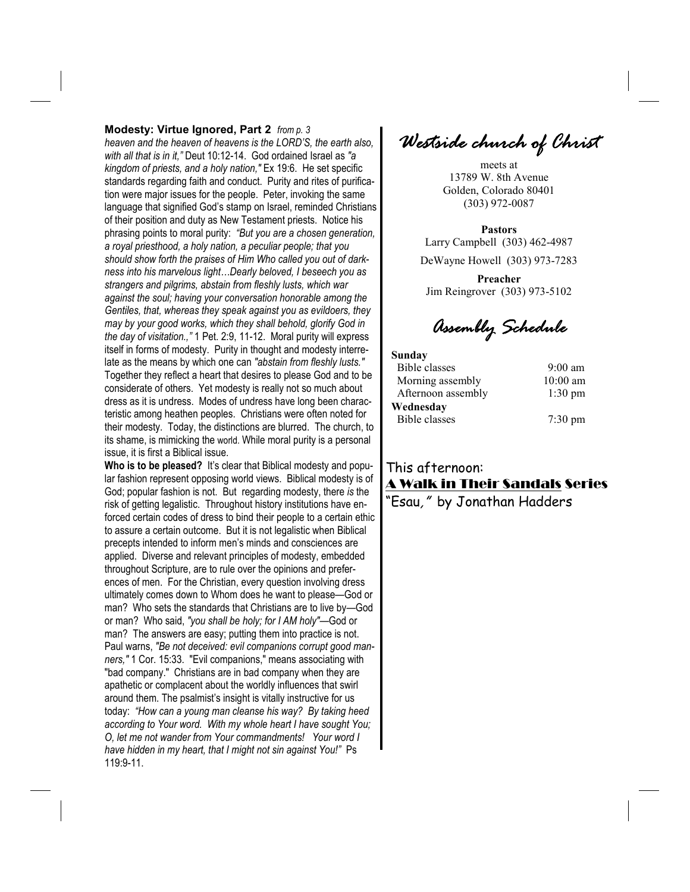**Modesty: Virtue Ignored, Part 2** *from p. 3*

*heaven and the heaven of heavens is the LORD'S, the earth also, with all that is in it,"* Deut 10:12-14. God ordained Israel as *"a kingdom of priests, and a holy nation,"* Ex 19:6. He set specific standards regarding faith and conduct. Purity and rites of purification were major issues for the people. Peter, invoking the same language that signified God's stamp on Israel, reminded Christians of their position and duty as New Testament priests. Notice his phrasing points to moral purity: *"But you are a chosen generation, a royal priesthood, a holy nation, a peculiar people; that you should show forth the praises of Him Who called you out of darkness into his marvelous light…Dearly beloved, I beseech you as strangers and pilgrims, abstain from fleshly lusts, which war against the soul; having your conversation honorable among the Gentiles, that, whereas they speak against you as evildoers, they may by your good works, which they shall behold, glorify God in the day of visitation.,"* 1 Pet. 2:9, 11-12. Moral purity will express itself in forms of modesty. Purity in thought and modesty interrelate as the means by which one can *"abstain from fleshly lusts."* Together they reflect a heart that desires to please God and to be considerate of others. Yet modesty is really not so much about dress as it is undress. Modes of undress have long been characteristic among heathen peoples. Christians were often noted for their modesty. Today, the distinctions are blurred. The church, to its shame, is mimicking the world. While moral purity is a personal issue, it is first a Biblical issue.

**Who is to be pleased?** It's clear that Biblical modesty and popular fashion represent opposing world views. Biblical modesty is of God; popular fashion is not. But regarding modesty, there *is* the risk of getting legalistic. Throughout history institutions have enforced certain codes of dress to bind their people to a certain ethic to assure a certain outcome. But it is not legalistic when Biblical precepts intended to inform men's minds and consciences are applied. Diverse and relevant principles of modesty, embedded throughout Scripture, are to rule over the opinions and preferences of men. For the Christian, every question involving dress ultimately comes down to Whom does he want to please—God or man? Who sets the standards that Christians are to live by—God or man? Who said, *"you shall be holy; for I AM holy"*—God or man? The answers are easy; putting them into practice is not. Paul warns, *"Be not deceived: evil companions corrupt good manners,"* 1 Cor. 15:33. "Evil companions," means associating with "bad company." Christians are in bad company when they are apathetic or complacent about the worldly influences that swirl around them. The psalmist's insight is vitally instructive for us today: *"How can a young man cleanse his way? By taking heed according to Your word. With my whole heart I have sought You; O, let me not wander from Your commandments! Your word I have hidden in my heart, that I might not sin against You!"* Ps 119:9-11.

# Westside church of Christ

meets at
13789 W. 8th Avenue
Golden, Colorado 80401
(303) 972-0087

**Pastors**
Larry Campbell (303) 462-4987
DeWayne Howell (303) 973-7283

**Preacher**
Jim Reingrover (303) 973-5102

## Assembly Schedule

| | |
|---|---|
| **Sunday** | |
| Bible classes | 9:00 am |
| Morning assembly | 10:00 am |
| Afternoon assembly | 1:30 pm |
| **Wednesday** | |
| Bible classes | 7:30 pm |

This afternoon:
**A Walk in Their Sandals Series**
"Esau," by Jonathan Hadders